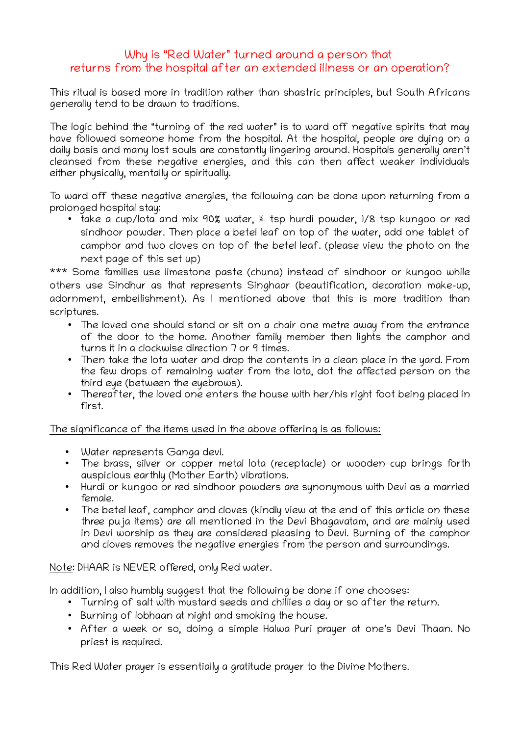# Why is "Red Water" turned around a person that returns from the hospital after an extended illness or an operation?

This ritual is based more in tradition rather than shastric principles, but South Africans generally tend to be drawn to traditions.

The logic behind the "turning of the red water" is to ward off negative spirits that may have followed someone home from the hospital. At the hospital, people are dying on a daily basis and many lost souls are constantly lingering around. Hospitals generally aren't cleansed from these negative energies, and this can then affect weaker individuals either physically, mentally or spiritually.

To ward off these negative energies, the following can be done upon returning from a prolonged hospital stay:

- take a cup/lota and mix 90% water, ¼ tsp hurdi powder, 1/8 tsp kungoo or red sindhoor powder. Then place a betel leaf on top of the water, add one tablet of camphor and two cloves on top of the betel leaf. (please view the photo on the next page of this set up)

*** Some families use limestone paste (chuna) instead of sindhoor or kungoo while others use Sindhur as that represents Singhaar (beautification, decoration make-up, adornment, embellishment). As I mentioned above that this is more tradition than scriptures.

- The loved one should stand or sit on a chair one metre away from the entrance of the door to the home. Another family member then lights the camphor and turns it in a clockwise direction 7 or 9 times.
- Then take the lota water and drop the contents in a clean place in the yard. From the few drops of remaining water from the lota, dot the affected person on the third eye (between the eyebrows).
- Thereafter, the loved one enters the house with her/his right foot being placed in first.

<u>The significance of the items used in the above offering is as follows:</u>

- Water represents Ganga devi.
- The brass, silver or copper metal lota (receptacle) or wooden cup brings forth auspicious earthly (Mother Earth) vibrations.
- Hurdi or kungoo or red sindhoor powders are synonymous with Devi as a married female.
- The betel leaf, camphor and cloves (kindly view at the end of this article on these three puja items) are all mentioned in the Devi Bhagavatam, and are mainly used in Devi worship as they are considered pleasing to Devi. Burning of the camphor and cloves removes the negative energies from the person and surroundings.

<u>Note</u>: DHAAR is NEVER offered, only Red water.

In addition, I also humbly suggest that the following be done if one chooses:

- Turning of salt with mustard seeds and chillies a day or so after the return.
- Burning of lobhaan at night and smoking the house.
- After a week or so, doing a simple Halwa Puri prayer at one's Devi Thaan. No priest is required.

This Red Water prayer is essentially a gratitude prayer to the Divine Mothers.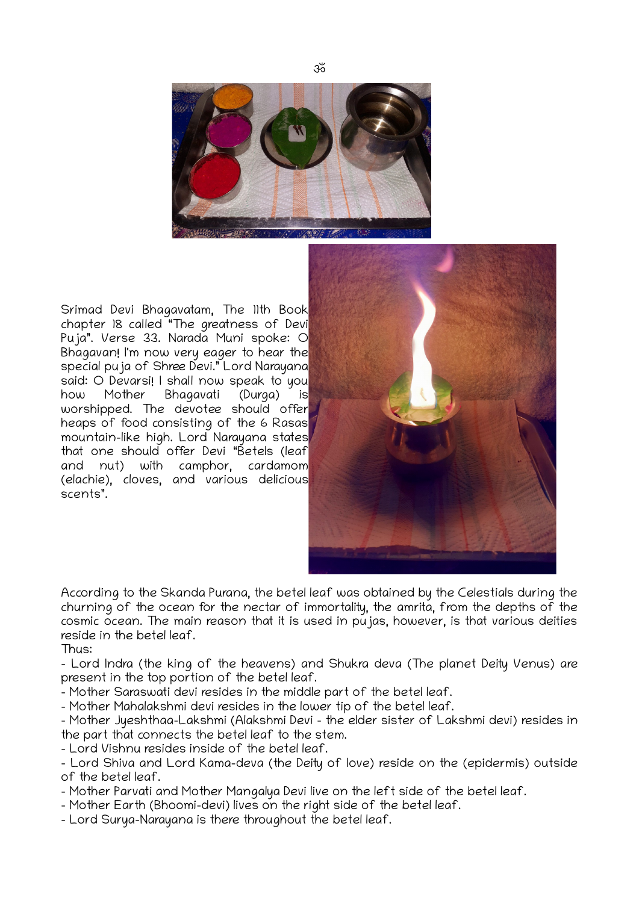ॐ

Srimad Devi Bhagavatam, The 11th Book chapter 18 called "The greatness of Devi Puja". Verse 33. Narada Muni spoke: O Bhagavan! I'm now very eager to hear the special puja of Shree Devi." Lord Narayana said: O Devarsi! I shall now speak to you how Mother Bhagavati (Durga) is worshipped. The devotee should offer heaps of food consisting of the 6 Rasas mountain-like high. Lord Narayana states that one should offer Devi "Betels (leaf and nut) with camphor, cardamom (elachie), cloves, and various delicious scents".

According to the Skanda Purana, the betel leaf was obtained by the Celestials during the churning of the ocean for the nectar of immortality, the amrita, from the depths of the cosmic ocean. The main reason that it is used in pujas, however, is that various deities reside in the betel leaf.

Thus:

- Lord Indra (the king of the heavens) and Shukra deva (The planet Deity Venus) are present in the top portion of the betel leaf.
- Mother Saraswati devi resides in the middle part of the betel leaf.
- Mother Mahalakshmi devi resides in the lower tip of the betel leaf.
- Mother Jyeshthaa-Lakshmi (Alakshmi Devi - the elder sister of Lakshmi devi) resides in the part that connects the betel leaf to the stem.
- Lord Vishnu resides inside of the betel leaf.
- Lord Shiva and Lord Kama-deva (the Deity of love) reside on the (epidermis) outside of the betel leaf.
- Mother Parvati and Mother Mangalya Devi live on the left side of the betel leaf.
- Mother Earth (Bhoomi-devi) lives on the right side of the betel leaf.
- Lord Surya-Narayana is there throughout the betel leaf.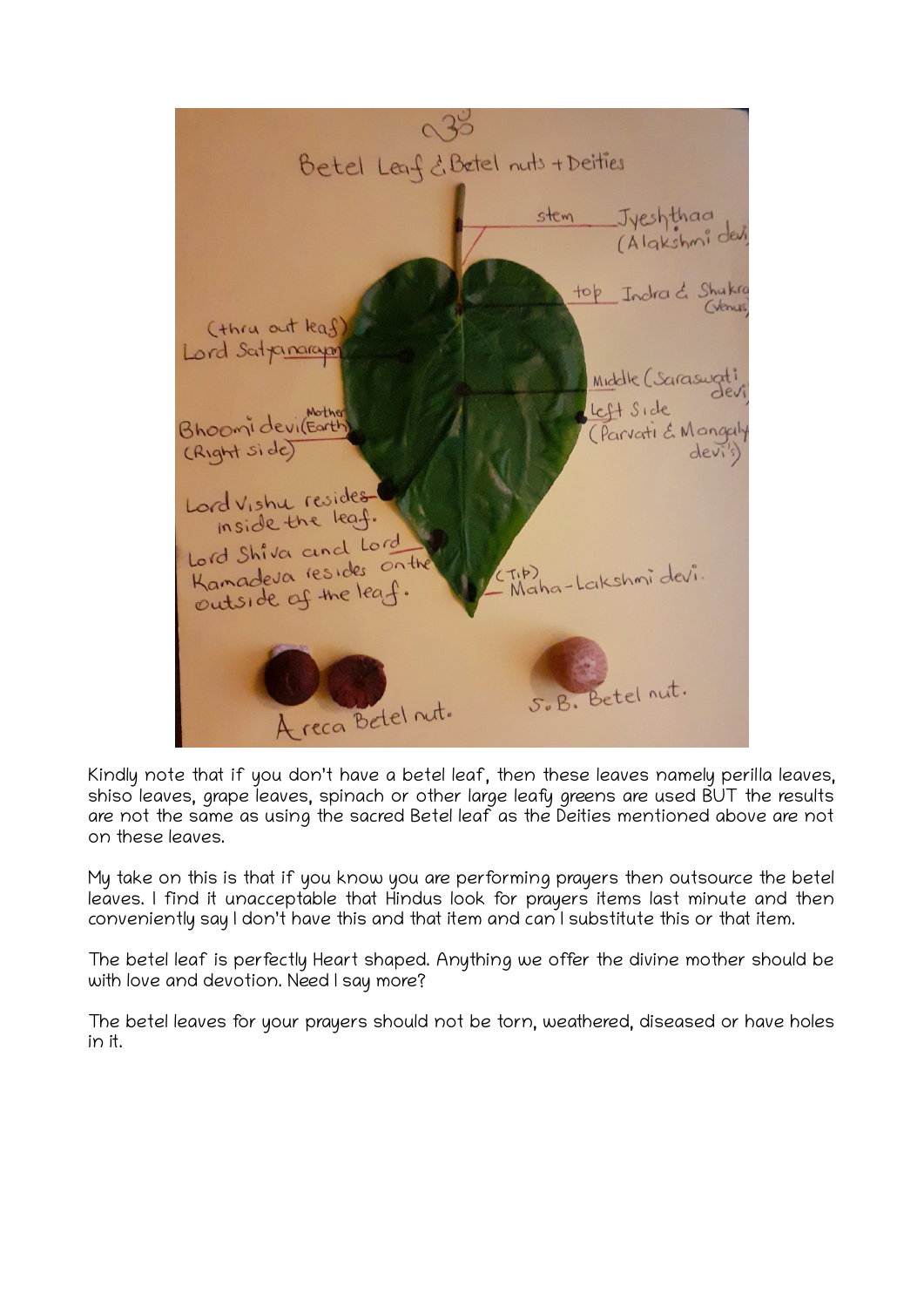Kindly note that if you don't have a betel leaf, then these leaves namely perilla leaves, shiso leaves, grape leaves, spinach or other large leafy greens are used BUT the results are not the same as using the sacred Betel leaf as the Deities mentioned above are not on these leaves.

My take on this is that if you know you are performing prayers then outsource the betel leaves. I find it unacceptable that Hindus look for prayers items last minute and then conveniently say I don't have this and that item and can I substitute this or that item.

The betel leaf is perfectly Heart shaped. Anything we offer the divine mother should be with love and devotion. Need I say more?

The betel leaves for your prayers should not be torn, weathered, diseased or have holes in it.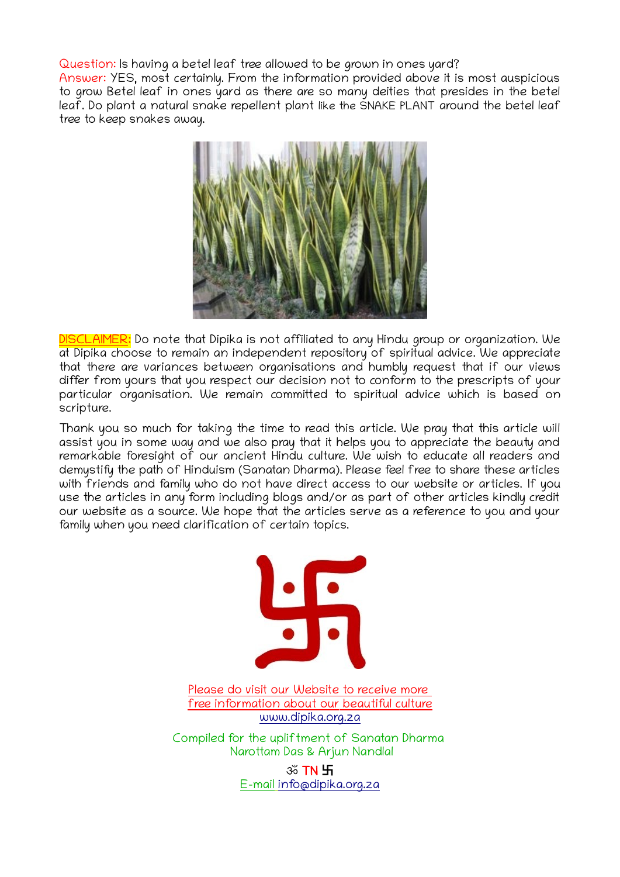Question: Is having a betel leaf tree allowed to be grown in ones yard?
Answer: YES, most certainly. From the information provided above it is most auspicious to grow Betel leaf in ones yard as there are so many deities that presides in the betel leaf. Do plant a natural snake repellent plant like the SNAKE PLANT around the betel leaf tree to keep snakes away.

DISCLAIMER: Do note that Dipika is not affiliated to any Hindu group or organization. We at Dipika choose to remain an independent repository of spiritual advice. We appreciate that there are variances between organisations and humbly request that if our views differ from yours that you respect our decision not to conform to the prescripts of your particular organisation. We remain committed to spiritual advice which is based on scripture.

Thank you so much for taking the time to read this article. We pray that this article will assist you in some way and we also pray that it helps you to appreciate the beauty and remarkable foresight of our ancient Hindu culture. We wish to educate all readers and demystify the path of Hinduism (Sanatan Dharma). Please feel free to share these articles with friends and family who do not have direct access to our website or articles. If you use the articles in any form including blogs and/or as part of other articles kindly credit our website as a source. We hope that the articles serve as a reference to you and your family when you need clarification of certain topics.

Please do visit our Website to receive more free information about our beautiful culture
www.dipika.org.za

Compiled for the upliftment of Sanatan Dharma
Narottam Das & Arjun Nandlal

ॐ TN 卐
E-mail info@dipika.org.za